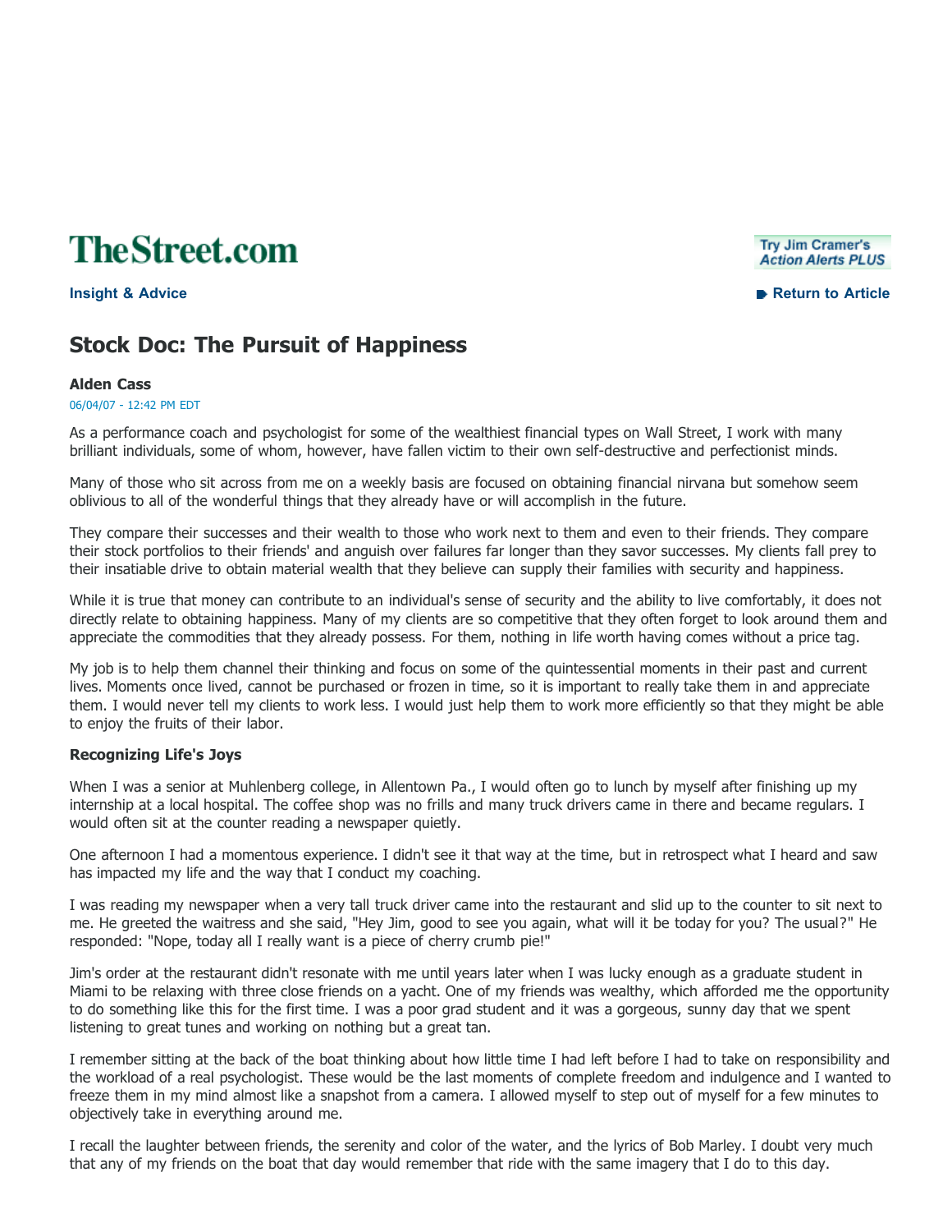TheStreet.com

Insight & Advice

Try Jim Cramer's Action Alerts PLUS

Return to Article

# Stock Doc: The Pursuit of Happiness

**Alden Cass**

06/04/07 - 12:42 PM EDT

As a performance coach and psychologist for some of the wealthiest financial types on Wall Street, I work with many brilliant individuals, some of whom, however, have fallen victim to their own self-destructive and perfectionist minds.

Many of those who sit across from me on a weekly basis are focused on obtaining financial nirvana but somehow seem oblivious to all of the wonderful things that they already have or will accomplish in the future.

They compare their successes and their wealth to those who work next to them and even to their friends. They compare their stock portfolios to their friends' and anguish over failures far longer than they savor successes. My clients fall prey to their insatiable drive to obtain material wealth that they believe can supply their families with security and happiness.

While it is true that money can contribute to an individual's sense of security and the ability to live comfortably, it does not directly relate to obtaining happiness. Many of my clients are so competitive that they often forget to look around them and appreciate the commodities that they already possess. For them, nothing in life worth having comes without a price tag.

My job is to help them channel their thinking and focus on some of the quintessential moments in their past and current lives. Moments once lived, cannot be purchased or frozen in time, so it is important to really take them in and appreciate them. I would never tell my clients to work less. I would just help them to work more efficiently so that they might be able to enjoy the fruits of their labor.

**Recognizing Life's Joys**

When I was a senior at Muhlenberg college, in Allentown Pa., I would often go to lunch by myself after finishing up my internship at a local hospital. The coffee shop was no frills and many truck drivers came in there and became regulars. I would often sit at the counter reading a newspaper quietly.

One afternoon I had a momentous experience. I didn't see it that way at the time, but in retrospect what I heard and saw has impacted my life and the way that I conduct my coaching.

I was reading my newspaper when a very tall truck driver came into the restaurant and slid up to the counter to sit next to me. He greeted the waitress and she said, "Hey Jim, good to see you again, what will it be today for you? The usual?" He responded: "Nope, today all I really want is a piece of cherry crumb pie!"

Jim's order at the restaurant didn't resonate with me until years later when I was lucky enough as a graduate student in Miami to be relaxing with three close friends on a yacht. One of my friends was wealthy, which afforded me the opportunity to do something like this for the first time. I was a poor grad student and it was a gorgeous, sunny day that we spent listening to great tunes and working on nothing but a great tan.

I remember sitting at the back of the boat thinking about how little time I had left before I had to take on responsibility and the workload of a real psychologist. These would be the last moments of complete freedom and indulgence and I wanted to freeze them in my mind almost like a snapshot from a camera. I allowed myself to step out of myself for a few minutes to objectively take in everything around me.

I recall the laughter between friends, the serenity and color of the water, and the lyrics of Bob Marley. I doubt very much that any of my friends on the boat that day would remember that ride with the same imagery that I do to this day.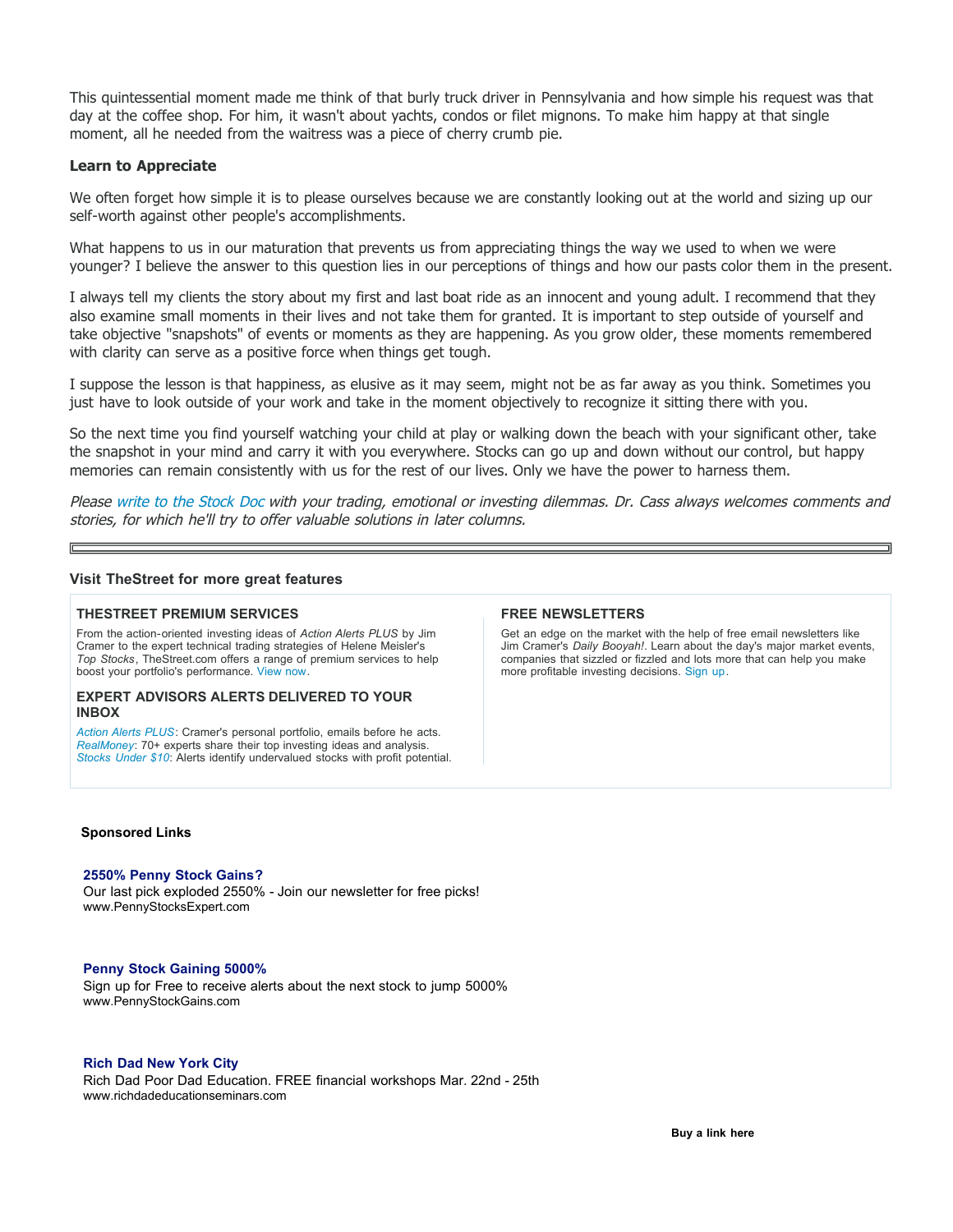This quintessential moment made me think of that burly truck driver in Pennsylvania and how simple his request was that day at the coffee shop. For him, it wasn't about yachts, condos or filet mignons. To make him happy at that single moment, all he needed from the waitress was a piece of cherry crumb pie.

**Learn to Appreciate**

We often forget how simple it is to please ourselves because we are constantly looking out at the world and sizing up our self-worth against other people's accomplishments.

What happens to us in our maturation that prevents us from appreciating things the way we used to when we were younger? I believe the answer to this question lies in our perceptions of things and how our pasts color them in the present.

I always tell my clients the story about my first and last boat ride as an innocent and young adult. I recommend that they also examine small moments in their lives and not take them for granted. It is important to step outside of yourself and take objective "snapshots" of events or moments as they are happening. As you grow older, these moments remembered with clarity can serve as a positive force when things get tough.

I suppose the lesson is that happiness, as elusive as it may seem, might not be as far away as you think. Sometimes you just have to look outside of your work and take in the moment objectively to recognize it sitting there with you.

So the next time you find yourself watching your child at play or walking down the beach with your significant other, take the snapshot in your mind and carry it with you everywhere. Stocks can go up and down without our control, but happy memories can remain consistently with us for the rest of our lives. Only we have the power to harness them.

*Please write to the Stock Doc with your trading, emotional or investing dilemmas. Dr. Cass always welcomes comments and stories, for which he'll try to offer valuable solutions in later columns.*

---

**Visit TheStreet for more great features**

**THESTREET PREMIUM SERVICES**

From the action-oriented investing ideas of *Action Alerts PLUS* by Jim Cramer to the expert technical trading strategies of Helene Meisler's *Top Stocks*, TheStreet.com offers a range of premium services to help boost your portfolio's performance. View now.

**EXPERT ADVISORS ALERTS DELIVERED TO YOUR INBOX**

*Action Alerts PLUS*: Cramer's personal portfolio, emails before he acts.
*RealMoney*: 70+ experts share their top investing ideas and analysis.
*Stocks Under $10*: Alerts identify undervalued stocks with profit potential.

**FREE NEWSLETTERS**

Get an edge on the market with the help of free email newsletters like Jim Cramer's *Daily Booyah!*. Learn about the day's major market events, companies that sizzled or fizzled and lots more that can help you make more profitable investing decisions. Sign up.

**Sponsored Links**

**2550% Penny Stock Gains?**
Our last pick exploded 2550% - Join our newsletter for free picks!
www.PennyStocksExpert.com

**Penny Stock Gaining 5000%**
Sign up for Free to receive alerts about the next stock to jump 5000%
www.PennyStockGains.com

**Rich Dad New York City**
Rich Dad Poor Dad Education. FREE financial workshops Mar. 22nd - 25th
www.richdadeducationseminars.com

**Buy a link here**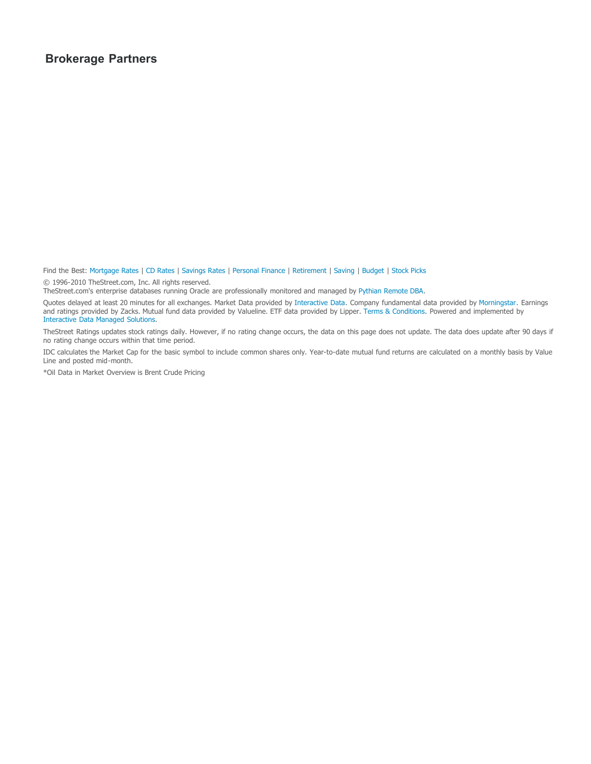## Brokerage Partners

Find the Best: Mortgage Rates | CD Rates | Savings Rates | Personal Finance | Retirement | Saving | Budget | Stock Picks

© 1996-2010 TheStreet.com, Inc. All rights reserved.
TheStreet.com's enterprise databases running Oracle are professionally monitored and managed by Pythian Remote DBA.

Quotes delayed at least 20 minutes for all exchanges. Market Data provided by Interactive Data. Company fundamental data provided by Morningstar. Earnings and ratings provided by Zacks. Mutual fund data provided by Valueline. ETF data provided by Lipper. Terms & Conditions. Powered and implemented by Interactive Data Managed Solutions.

TheStreet Ratings updates stock ratings daily. However, if no rating change occurs, the data on this page does not update. The data does update after 90 days if no rating change occurs within that time period.

IDC calculates the Market Cap for the basic symbol to include common shares only. Year-to-date mutual fund returns are calculated on a monthly basis by Value Line and posted mid-month.

*Oil Data in Market Overview is Brent Crude Pricing